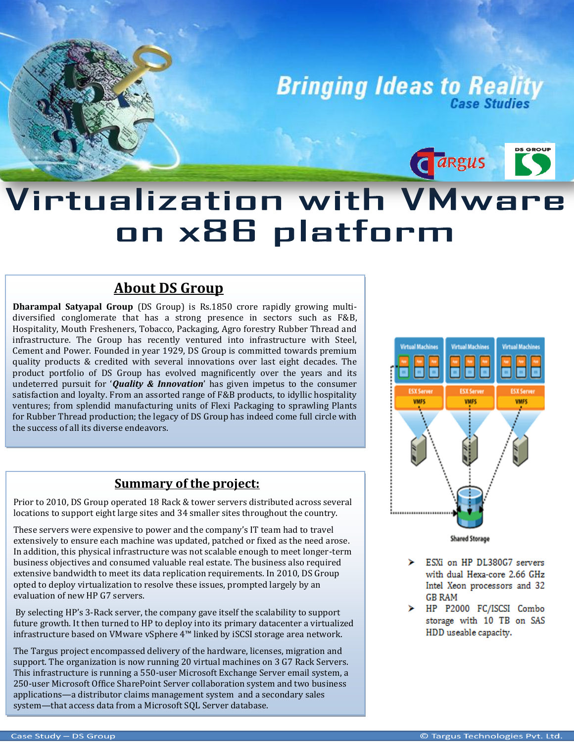# Bringing Ideas to Reality

Case Studies

# Virtualization with VMware on x86 platform

## About DS Group

**Dharampal Satyapal Group** (DS Group) is Rs.1850 crore rapidly growing multi-diversified conglomerate that has a strong presence in sectors such as F&B, Hospitality, Mouth Fresheners, Tobacco, Packaging, Agro forestry Rubber Thread and infrastructure. The Group has recently ventured into infrastructure with Steel, Cement and Power. Founded in year 1929, DS Group is committed towards premium quality products & credited with several innovations over last eight decades. The product portfolio of DS Group has evolved magnificently over the years and its undeterred pursuit for '***Quality & Innovation***' has given impetus to the consumer satisfaction and loyalty. From an assorted range of F&B products, to idyllic hospitality ventures; from splendid manufacturing units of Flexi Packaging to sprawling Plants for Rubber Thread production; the legacy of DS Group has indeed come full circle with the success of all its diverse endeavors.

## Summary of the project:

Prior to 2010, DS Group operated 18 Rack & tower servers distributed across several locations to support eight large sites and 34 smaller sites throughout the country.

These servers were expensive to power and the company's IT team had to travel extensively to ensure each machine was updated, patched or fixed as the need arose. In addition, this physical infrastructure was not scalable enough to meet longer-term business objectives and consumed valuable real estate. The business also required extensive bandwidth to meet its data replication requirements. In 2010, DS Group opted to deploy virtualization to resolve these issues, prompted largely by an evaluation of new HP G7 servers.

By selecting HP's 3-Rack server, the company gave itself the scalability to support future growth. It then turned to HP to deploy into its primary datacenter a virtualized infrastructure based on VMware vSphere 4™ linked by iSCSI storage area network.

The Targus project encompassed delivery of the hardware, licenses, migration and support. The organization is now running 20 virtual machines on 3 G7 Rack Servers. This infrastructure is running a 550-user Microsoft Exchange Server email system, a 250-user Microsoft Office SharePoint Server collaboration system and two business applications—a distributor claims management system and a secondary sales system—that access data from a Microsoft SQL Server database.

Virtual Machines | Virtual Machines | Virtual Machines

ESX Server VMFS | ESX Server VMFS | ESX Server VMFS

Shared Storage

- ESXi on HP DL380G7 servers with dual Hexa-core 2.66 GHz Intel Xeon processors and 32 GB RAM
- HP P2000 FC/ISCSI Combo storage with 10 TB on SAS HDD useable capacity.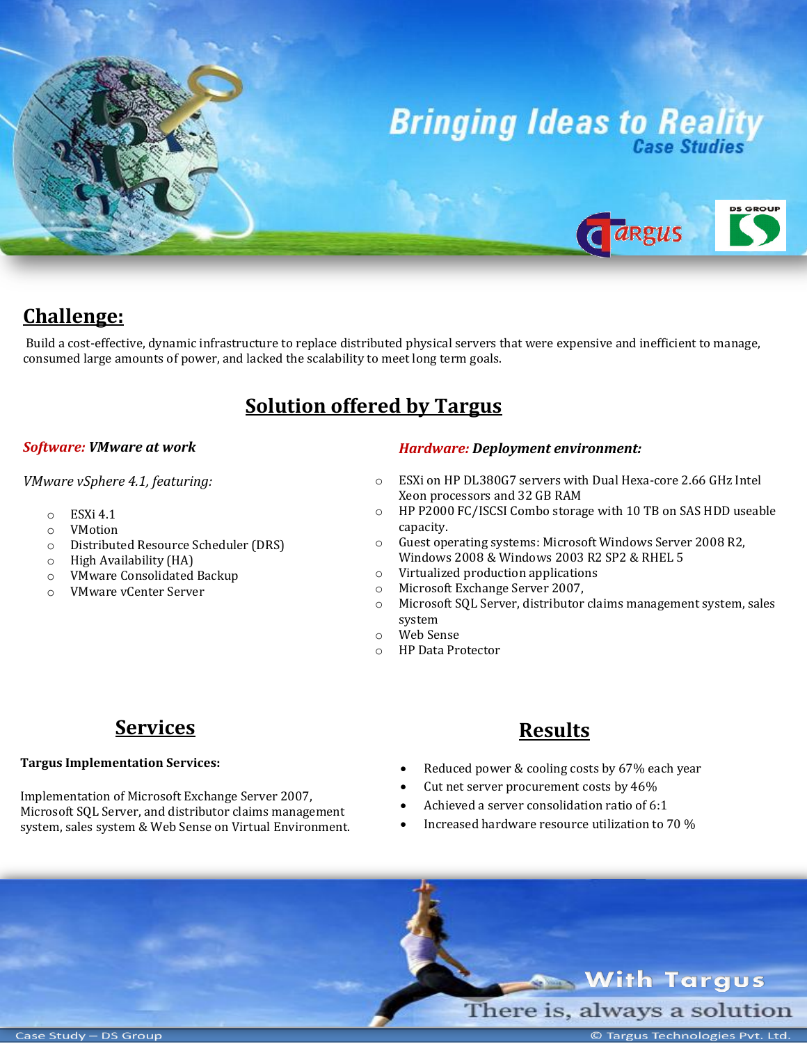# Bringing Ideas to Reality

## Case Studies

## Challenge:

Build a cost-effective, dynamic infrastructure to replace distributed physical servers that were expensive and inefficient to manage, consumed large amounts of power, and lacked the scalability to meet long term goals.

## Solution offered by Targus

***Software:*** ***VMware at work***

*VMware vSphere 4.1, featuring:*

- ESXi 4.1
- VMotion
- Distributed Resource Scheduler (DRS)
- High Availability (HA)
- VMware Consolidated Backup
- VMware vCenter Server

***Hardware:*** ***Deployment environment:***

- ESXi on HP DL380G7 servers with Dual Hexa-core 2.66 GHz Intel Xeon processors and 32 GB RAM
- HP P2000 FC/ISCSI Combo storage with 10 TB on SAS HDD useable capacity.
- Guest operating systems: Microsoft Windows Server 2008 R2, Windows 2008 & Windows 2003 R2 SP2 & RHEL 5
- Virtualized production applications
- Microsoft Exchange Server 2007,
- Microsoft SQL Server, distributor claims management system, sales system
- Web Sense
- HP Data Protector

## Services

**Targus Implementation Services:**

Implementation of Microsoft Exchange Server 2007, Microsoft SQL Server, and distributor claims management system, sales system & Web Sense on Virtual Environment.

## Results

- Reduced power & cooling costs by 67% each year
- Cut net server procurement costs by 46%
- Achieved a server consolidation ratio of 6:1
- Increased hardware resource utilization to 70 %

With Targus

There is, always a solution